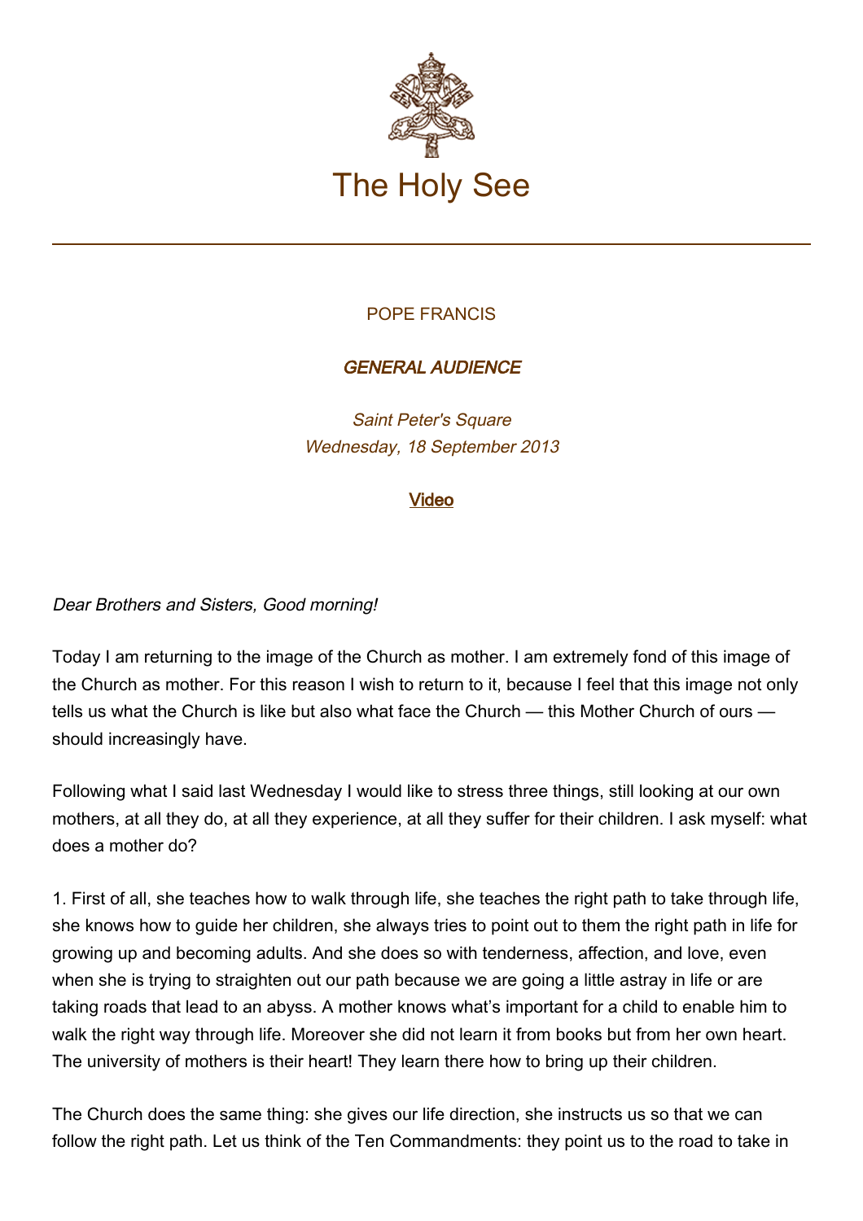# The Holy See

POPE FRANCIS

***GENERAL AUDIENCE***

*Saint Peter's Square*
*Wednesday, 18 September 2013*

[Video]

*Dear Brothers and Sisters, Good morning!*

Today I am returning to the image of the Church as mother. I am extremely fond of this image of the Church as mother. For this reason I wish to return to it, because I feel that this image not only tells us what the Church is like but also what face the Church — this Mother Church of ours — should increasingly have.

Following what I said last Wednesday I would like to stress three things, still looking at our own mothers, at all they do, at all they experience, at all they suffer for their children. I ask myself: what does a mother do?

1. First of all, she teaches how to walk through life, she teaches the right path to take through life, she knows how to guide her children, she always tries to point out to them the right path in life for growing up and becoming adults. And she does so with tenderness, affection, and love, even when she is trying to straighten out our path because we are going a little astray in life or are taking roads that lead to an abyss. A mother knows what's important for a child to enable him to walk the right way through life. Moreover she did not learn it from books but from her own heart. The university of mothers is their heart! They learn there how to bring up their children.

The Church does the same thing: she gives our life direction, she instructs us so that we can follow the right path. Let us think of the Ten Commandments: they point us to the road to take in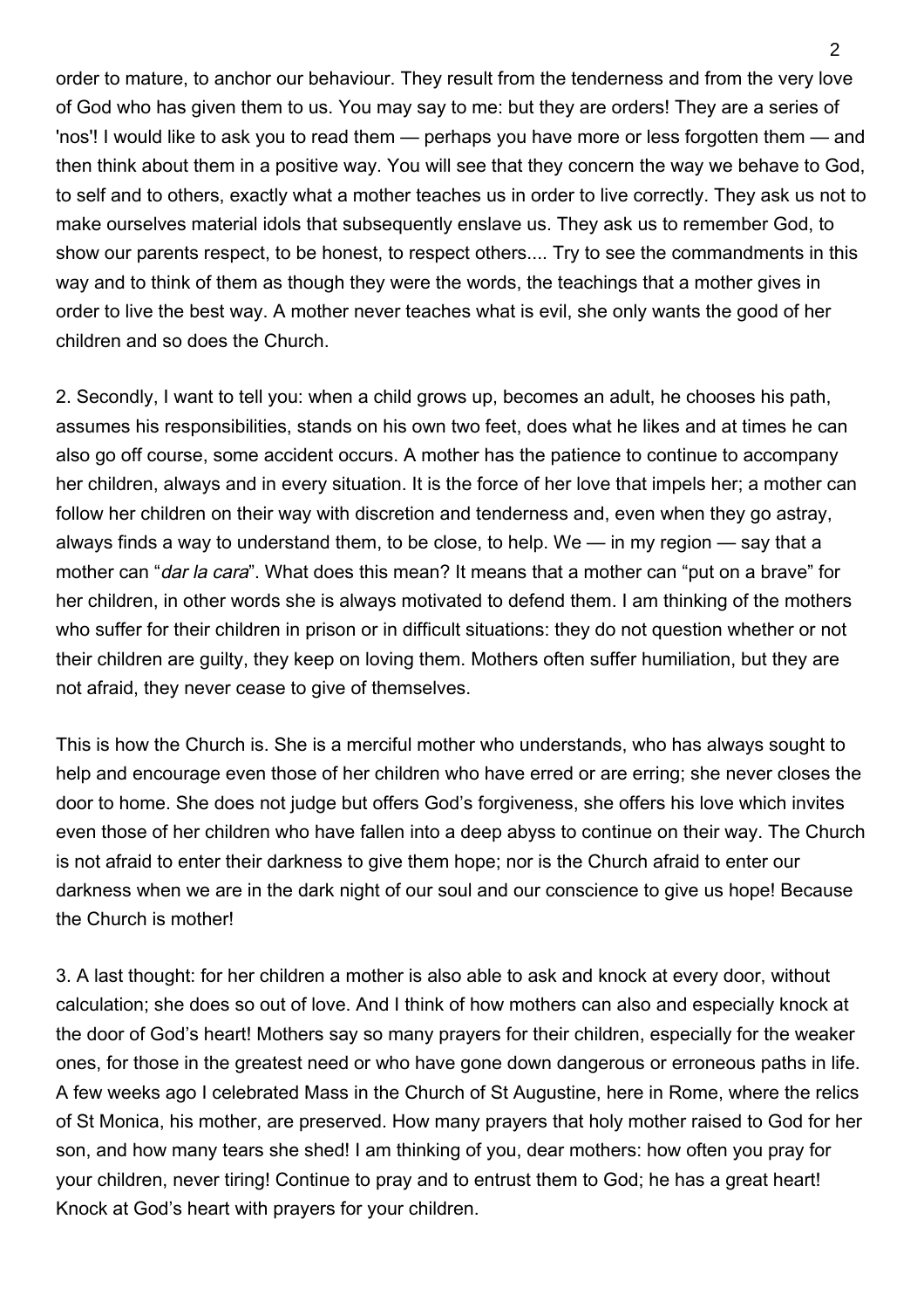order to mature, to anchor our behaviour. They result from the tenderness and from the very love of God who has given them to us. You may say to me: but they are orders! They are a series of 'nos'! I would like to ask you to read them — perhaps you have more or less forgotten them — and then think about them in a positive way. You will see that they concern the way we behave to God, to self and to others, exactly what a mother teaches us in order to live correctly. They ask us not to make ourselves material idols that subsequently enslave us. They ask us to remember God, to show our parents respect, to be honest, to respect others.... Try to see the commandments in this way and to think of them as though they were the words, the teachings that a mother gives in order to live the best way. A mother never teaches what is evil, she only wants the good of her children and so does the Church.

2. Secondly, I want to tell you: when a child grows up, becomes an adult, he chooses his path, assumes his responsibilities, stands on his own two feet, does what he likes and at times he can also go off course, some accident occurs. A mother has the patience to continue to accompany her children, always and in every situation. It is the force of her love that impels her; a mother can follow her children on their way with discretion and tenderness and, even when they go astray, always finds a way to understand them, to be close, to help. We — in my region — say that a mother can "*dar la cara*". What does this mean? It means that a mother can "put on a brave" for her children, in other words she is always motivated to defend them. I am thinking of the mothers who suffer for their children in prison or in difficult situations: they do not question whether or not their children are guilty, they keep on loving them. Mothers often suffer humiliation, but they are not afraid, they never cease to give of themselves.

This is how the Church is. She is a merciful mother who understands, who has always sought to help and encourage even those of her children who have erred or are erring; she never closes the door to home. She does not judge but offers God's forgiveness, she offers his love which invites even those of her children who have fallen into a deep abyss to continue on their way. The Church is not afraid to enter their darkness to give them hope; nor is the Church afraid to enter our darkness when we are in the dark night of our soul and our conscience to give us hope! Because the Church is mother!

3. A last thought: for her children a mother is also able to ask and knock at every door, without calculation; she does so out of love. And I think of how mothers can also and especially knock at the door of God's heart! Mothers say so many prayers for their children, especially for the weaker ones, for those in the greatest need or who have gone down dangerous or erroneous paths in life. A few weeks ago I celebrated Mass in the Church of St Augustine, here in Rome, where the relics of St Monica, his mother, are preserved. How many prayers that holy mother raised to God for her son, and how many tears she shed! I am thinking of you, dear mothers: how often you pray for your children, never tiring! Continue to pray and to entrust them to God; he has a great heart! Knock at God's heart with prayers for your children.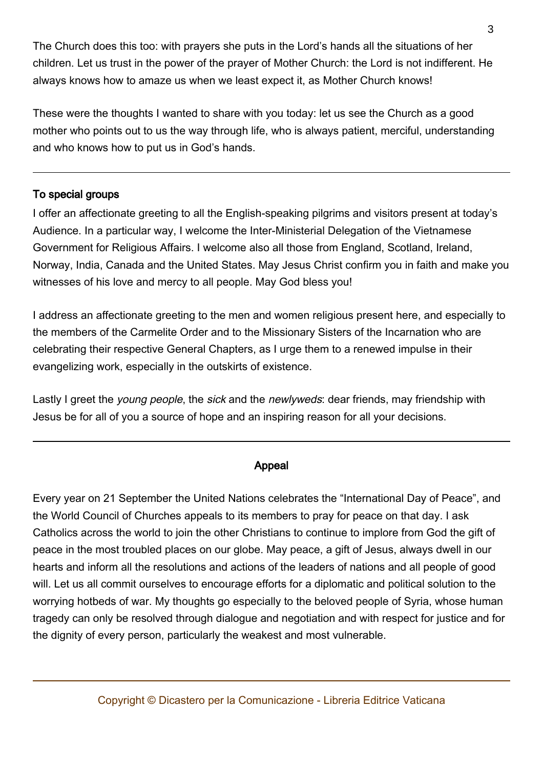The Church does this too: with prayers she puts in the Lord's hands all the situations of her children. Let us trust in the power of the prayer of Mother Church: the Lord is not indifferent. He always knows how to amaze us when we least expect it, as Mother Church knows!

These were the thoughts I wanted to share with you today: let us see the Church as a good mother who points out to us the way through life, who is always patient, merciful, understanding and who knows how to put us in God's hands.

---

**To special groups**

I offer an affectionate greeting to all the English-speaking pilgrims and visitors present at today's Audience. In a particular way, I welcome the Inter-Ministerial Delegation of the Vietnamese Government for Religious Affairs. I welcome also all those from England, Scotland, Ireland, Norway, India, Canada and the United States. May Jesus Christ confirm you in faith and make you witnesses of his love and mercy to all people. May God bless you!

I address an affectionate greeting to the men and women religious present here, and especially to the members of the Carmelite Order and to the Missionary Sisters of the Incarnation who are celebrating their respective General Chapters, as I urge them to a renewed impulse in their evangelizing work, especially in the outskirts of existence.

Lastly I greet the *young people*, the *sick* and the *newlyweds*: dear friends, may friendship with Jesus be for all of you a source of hope and an inspiring reason for all your decisions.

---

**Appeal**

Every year on 21 September the United Nations celebrates the "International Day of Peace", and the World Council of Churches appeals to its members to pray for peace on that day. I ask Catholics across the world to join the other Christians to continue to implore from God the gift of peace in the most troubled places on our globe. May peace, a gift of Jesus, always dwell in our hearts and inform all the resolutions and actions of the leaders of nations and all people of good will. Let us all commit ourselves to encourage efforts for a diplomatic and political solution to the worrying hotbeds of war. My thoughts go especially to the beloved people of Syria, whose human tragedy can only be resolved through dialogue and negotiation and with respect for justice and for the dignity of every person, particularly the weakest and most vulnerable.

---

Copyright © Dicastero per la Comunicazione - Libreria Editrice Vaticana